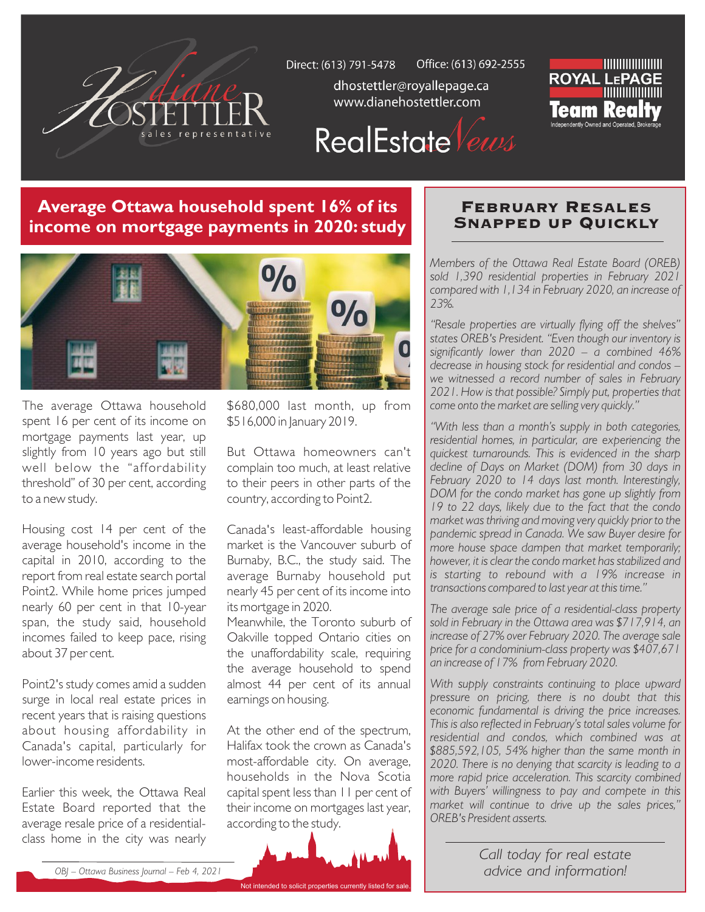Diane Hostettler
sales representative

Direct: (613) 791-5478 Office: (613) 692-2555
dhostettler@royallepage.ca
www.dianehostettler.com

# RealEstate News

ROYAL LEPAGE
Team Realty
Independently Owned and Operated, Brokerage

## Average Ottawa household spent 16% of its income on mortgage payments in 2020: study

The average Ottawa household spent 16 per cent of its income on mortgage payments last year, up slightly from 10 years ago but still well below the "affordability threshold" of 30 per cent, according to a new study.

Housing cost 14 per cent of the average household's income in the capital in 2010, according to the report from real estate search portal Point2. While home prices jumped nearly 60 per cent in that 10-year span, the study said, household incomes failed to keep pace, rising about 37 per cent.

Point2's study comes amid a sudden surge in local real estate prices in recent years that is raising questions about housing affordability in Canada's capital, particularly for lower-income residents.

Earlier this week, the Ottawa Real Estate Board reported that the average resale price of a residential-class home in the city was nearly $680,000 last month, up from $516,000 in January 2019.

But Ottawa homeowners can't complain too much, at least relative to their peers in other parts of the country, according to Point2.

Canada's least-affordable housing market is the Vancouver suburb of Burnaby, B.C., the study said. The average Burnaby household put nearly 45 per cent of its income into its mortgage in 2020.
Meanwhile, the Toronto suburb of Oakville topped Ontario cities on the unaffordability scale, requiring the average household to spend almost 44 per cent of its annual earnings on housing.

At the other end of the spectrum, Halifax took the crown as Canada's most-affordable city. On average, households in the Nova Scotia capital spent less than 11 per cent of their income on mortgages last year, according to the study.

*OBJ – Ottawa Business Journal – Feb 4, 2021*

## February Resales Snapped up Quickly

*Members of the Ottawa Real Estate Board (OREB) sold 1,390 residential properties in February 2021 compared with 1,134 in February 2020, an increase of 23%.*

*"Resale properties are virtually flying off the shelves" states OREB's President. "Even though our inventory is significantly lower than 2020 – a combined 46% decrease in housing stock for residential and condos – we witnessed a record number of sales in February 2021. How is that possible? Simply put, properties that come onto the market are selling very quickly."*

*"With less than a month's supply in both categories, residential homes, in particular, are experiencing the quickest turnarounds. This is evidenced in the sharp decline of Days on Market (DOM) from 30 days in February 2020 to 14 days last month. Interestingly, DOM for the condo market has gone up slightly from 19 to 22 days, likely due to the fact that the condo market was thriving and moving very quickly prior to the pandemic spread in Canada. We saw Buyer desire for more house space dampen that market temporarily; however, it is clear the condo market has stabilized and is starting to rebound with a 19% increase in transactions compared to last year at this time."*

*The average sale price of a residential-class property sold in February in the Ottawa area was $717,914, an increase of 27% over February 2020. The average sale price for a condominium-class property was $407,671 an increase of 17% from February 2020.*

*With supply constraints continuing to place upward pressure on pricing, there is no doubt that this economic fundamental is driving the price increases. This is also reflected in February's total sales volume for residential and condos, which combined was at $885,592,105, 54% higher than the same month in 2020. There is no denying that scarcity is leading to a more rapid price acceleration. This scarcity combined with Buyers' willingness to pay and compete in this market will continue to drive up the sales prices," OREB's President asserts.*

*Call today for real estate advice and information!*

Not intended to solicit properties currently listed for sale.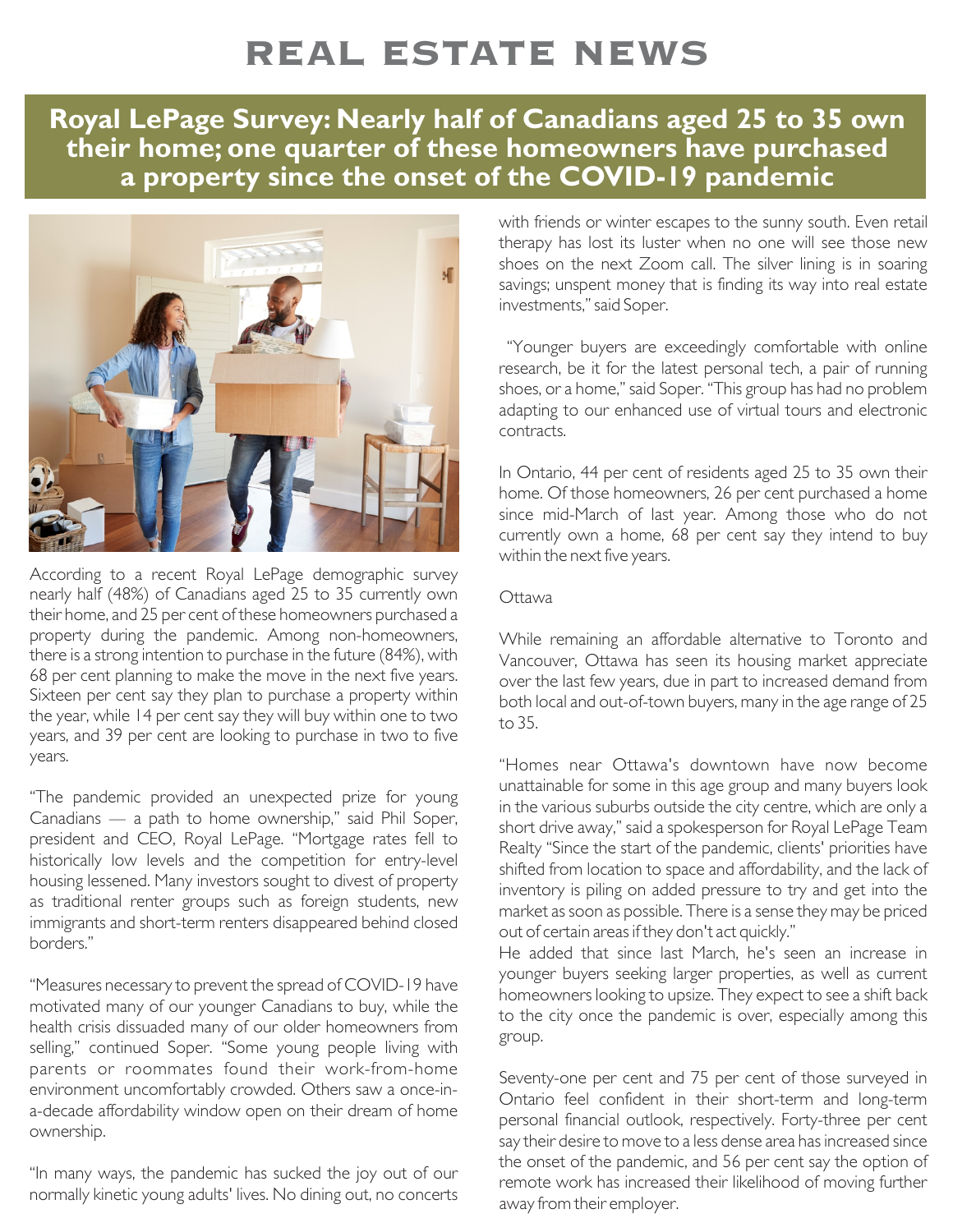# REAL ESTATE NEWS

## Royal LePage Survey: Nearly half of Canadians aged 25 to 35 own their home; one quarter of these homeowners have purchased a property since the onset of the COVID-19 pandemic

According to a recent Royal LePage demographic survey nearly half (48%) of Canadians aged 25 to 35 currently own their home, and 25 per cent of these homeowners purchased a property during the pandemic. Among non-homeowners, there is a strong intention to purchase in the future (84%), with 68 per cent planning to make the move in the next five years. Sixteen per cent say they plan to purchase a property within the year, while 14 per cent say they will buy within one to two years, and 39 per cent are looking to purchase in two to five years.

"The pandemic provided an unexpected prize for young Canadians — a path to home ownership," said Phil Soper, president and CEO, Royal LePage. "Mortgage rates fell to historically low levels and the competition for entry-level housing lessened. Many investors sought to divest of property as traditional renter groups such as foreign students, new immigrants and short-term renters disappeared behind closed borders."

"Measures necessary to prevent the spread of COVID-19 have motivated many of our younger Canadians to buy, while the health crisis dissuaded many of our older homeowners from selling," continued Soper. "Some young people living with parents or roommates found their work-from-home environment uncomfortably crowded. Others saw a once-in-a-decade affordability window open on their dream of home ownership.

"In many ways, the pandemic has sucked the joy out of our normally kinetic young adults' lives. No dining out, no concerts with friends or winter escapes to the sunny south. Even retail therapy has lost its luster when no one will see those new shoes on the next Zoom call. The silver lining is in soaring savings; unspent money that is finding its way into real estate investments," said Soper.

"Younger buyers are exceedingly comfortable with online research, be it for the latest personal tech, a pair of running shoes, or a home," said Soper. "This group has had no problem adapting to our enhanced use of virtual tours and electronic contracts.

In Ontario, 44 per cent of residents aged 25 to 35 own their home. Of those homeowners, 26 per cent purchased a home since mid-March of last year. Among those who do not currently own a home, 68 per cent say they intend to buy within the next five years.

Ottawa

While remaining an affordable alternative to Toronto and Vancouver, Ottawa has seen its housing market appreciate over the last few years, due in part to increased demand from both local and out-of-town buyers, many in the age range of 25 to 35.

"Homes near Ottawa's downtown have now become unattainable for some in this age group and many buyers look in the various suburbs outside the city centre, which are only a short drive away," said a spokesperson for Royal LePage Team Realty "Since the start of the pandemic, clients' priorities have shifted from location to space and affordability, and the lack of inventory is piling on added pressure to try and get into the market as soon as possible. There is a sense they may be priced out of certain areas if they don't act quickly."

He added that since last March, he's seen an increase in younger buyers seeking larger properties, as well as current homeowners looking to upsize. They expect to see a shift back to the city once the pandemic is over, especially among this group.

Seventy-one per cent and 75 per cent of those surveyed in Ontario feel confident in their short-term and long-term personal financial outlook, respectively. Forty-three per cent say their desire to move to a less dense area has increased since the onset of the pandemic, and 56 per cent say the option of remote work has increased their likelihood of moving further away from their employer.